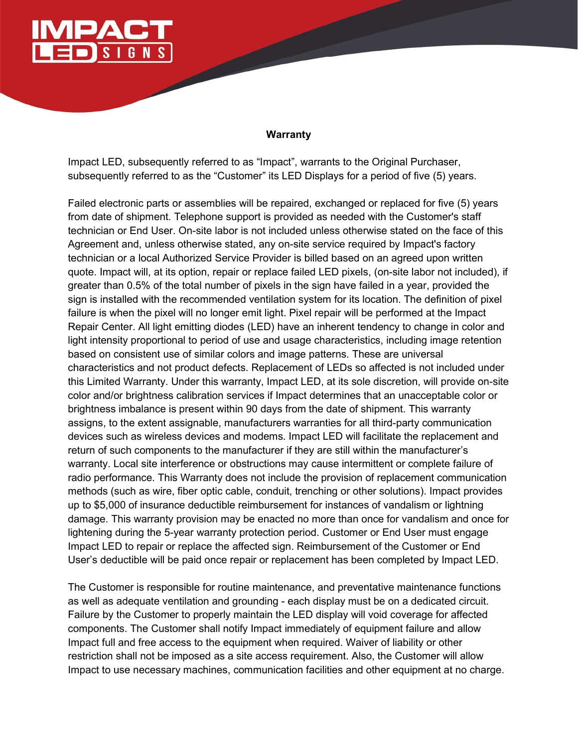## Warranty

Impact LED, subsequently referred to as "Impact", warrants to the Original Purchaser, subsequently referred to as the "Customer" its LED Displays for a period of five (5) years.

Failed electronic parts or assemblies will be repaired, exchanged or replaced for five (5) years from date of shipment. Telephone support is provided as needed with the Customer's staff technician or End User. On-site labor is not included unless otherwise stated on the face of this Agreement and, unless otherwise stated, any on-site service required by Impact's factory technician or a local Authorized Service Provider is billed based on an agreed upon written quote. Impact will, at its option, repair or replace failed LED pixels, (on-site labor not included), if greater than 0.5% of the total number of pixels in the sign have failed in a year, provided the sign is installed with the recommended ventilation system for its location. The definition of pixel failure is when the pixel will no longer emit light. Pixel repair will be performed at the Impact Repair Center. All light emitting diodes (LED) have an inherent tendency to change in color and light intensity proportional to period of use and usage characteristics, including image retention based on consistent use of similar colors and image patterns. These are universal characteristics and not product defects. Replacement of LEDs so affected is not included under this Limited Warranty. Under this warranty, Impact LED, at its sole discretion, will provide on-site color and/or brightness calibration services if Impact determines that an unacceptable color or brightness imbalance is present within 90 days from the date of shipment. This warranty assigns, to the extent assignable, manufacturers warranties for all third-party communication devices such as wireless devices and modems. Impact LED will facilitate the replacement and return of such components to the manufacturer if they are still within the manufacturer's warranty. Local site interference or obstructions may cause intermittent or complete failure of radio performance. This Warranty does not include the provision of replacement communication methods (such as wire, fiber optic cable, conduit, trenching or other solutions). Impact provides up to $5,000 of insurance deductible reimbursement for instances of vandalism or lightning damage. This warranty provision may be enacted no more than once for vandalism and once for lightening during the 5-year warranty protection period. Customer or End User must engage Impact LED to repair or replace the affected sign. Reimbursement of the Customer or End User's deductible will be paid once repair or replacement has been completed by Impact LED.

The Customer is responsible for routine maintenance, and preventative maintenance functions as well as adequate ventilation and grounding - each display must be on a dedicated circuit. Failure by the Customer to properly maintain the LED display will void coverage for affected components. The Customer shall notify Impact immediately of equipment failure and allow Impact full and free access to the equipment when required. Waiver of liability or other restriction shall not be imposed as a site access requirement. Also, the Customer will allow Impact to use necessary machines, communication facilities and other equipment at no charge.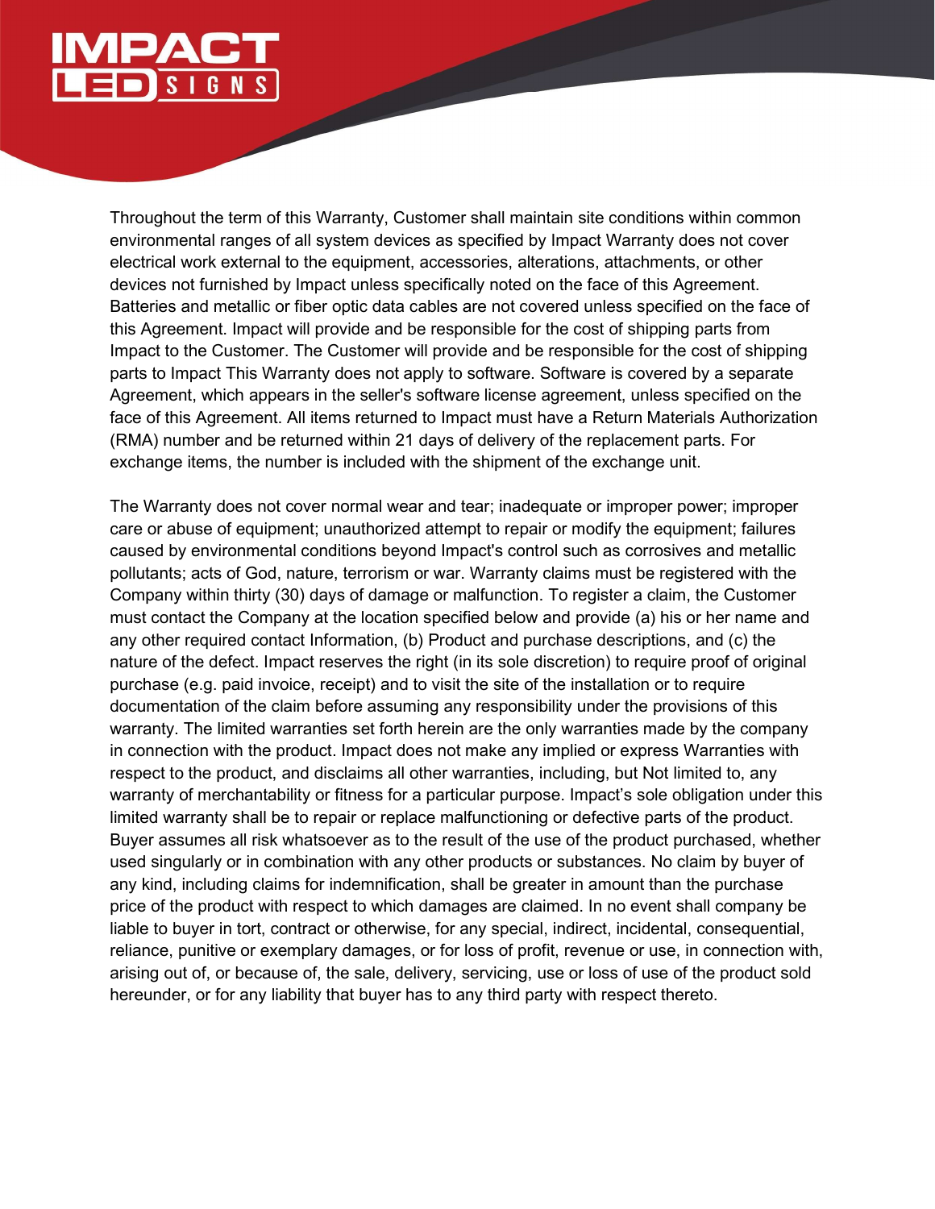Throughout the term of this Warranty, Customer shall maintain site conditions within common environmental ranges of all system devices as specified by Impact Warranty does not cover electrical work external to the equipment, accessories, alterations, attachments, or other devices not furnished by Impact unless specifically noted on the face of this Agreement. Batteries and metallic or fiber optic data cables are not covered unless specified on the face of this Agreement. Impact will provide and be responsible for the cost of shipping parts from Impact to the Customer. The Customer will provide and be responsible for the cost of shipping parts to Impact This Warranty does not apply to software. Software is covered by a separate Agreement, which appears in the seller's software license agreement, unless specified on the face of this Agreement. All items returned to Impact must have a Return Materials Authorization (RMA) number and be returned within 21 days of delivery of the replacement parts. For exchange items, the number is included with the shipment of the exchange unit.

The Warranty does not cover normal wear and tear; inadequate or improper power; improper care or abuse of equipment; unauthorized attempt to repair or modify the equipment; failures caused by environmental conditions beyond Impact's control such as corrosives and metallic pollutants; acts of God, nature, terrorism or war. Warranty claims must be registered with the Company within thirty (30) days of damage or malfunction. To register a claim, the Customer must contact the Company at the location specified below and provide (a) his or her name and any other required contact Information, (b) Product and purchase descriptions, and (c) the nature of the defect. Impact reserves the right (in its sole discretion) to require proof of original purchase (e.g. paid invoice, receipt) and to visit the site of the installation or to require documentation of the claim before assuming any responsibility under the provisions of this warranty. The limited warranties set forth herein are the only warranties made by the company in connection with the product. Impact does not make any implied or express Warranties with respect to the product, and disclaims all other warranties, including, but Not limited to, any warranty of merchantability or fitness for a particular purpose. Impact's sole obligation under this limited warranty shall be to repair or replace malfunctioning or defective parts of the product. Buyer assumes all risk whatsoever as to the result of the use of the product purchased, whether used singularly or in combination with any other products or substances. No claim by buyer of any kind, including claims for indemnification, shall be greater in amount than the purchase price of the product with respect to which damages are claimed. In no event shall company be liable to buyer in tort, contract or otherwise, for any special, indirect, incidental, consequential, reliance, punitive or exemplary damages, or for loss of profit, revenue or use, in connection with, arising out of, or because of, the sale, delivery, servicing, use or loss of use of the product sold hereunder, or for any liability that buyer has to any third party with respect thereto.